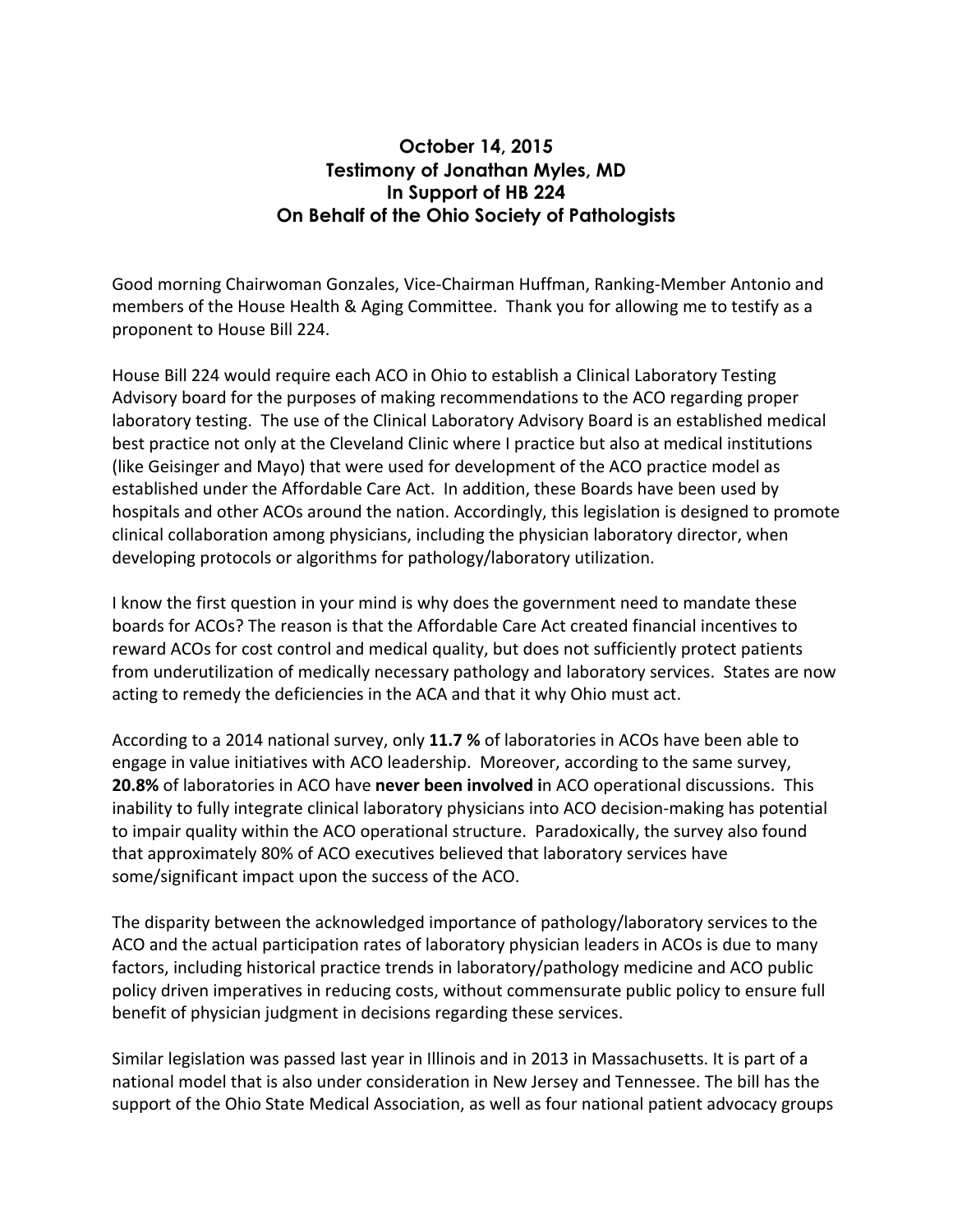**October 14, 2015**
**Testimony of Jonathan Myles, MD**
**In Support of HB 224**
**On Behalf of the Ohio Society of Pathologists**

Good morning Chairwoman Gonzales, Vice-Chairman Huffman, Ranking-Member Antonio and members of the House Health & Aging Committee. Thank you for allowing me to testify as a proponent to House Bill 224.

House Bill 224 would require each ACO in Ohio to establish a Clinical Laboratory Testing Advisory board for the purposes of making recommendations to the ACO regarding proper laboratory testing. The use of the Clinical Laboratory Advisory Board is an established medical best practice not only at the Cleveland Clinic where I practice but also at medical institutions (like Geisinger and Mayo) that were used for development of the ACO practice model as established under the Affordable Care Act. In addition, these Boards have been used by hospitals and other ACOs around the nation. Accordingly, this legislation is designed to promote clinical collaboration among physicians, including the physician laboratory director, when developing protocols or algorithms for pathology/laboratory utilization.

I know the first question in your mind is why does the government need to mandate these boards for ACOs? The reason is that the Affordable Care Act created financial incentives to reward ACOs for cost control and medical quality, but does not sufficiently protect patients from underutilization of medically necessary pathology and laboratory services. States are now acting to remedy the deficiencies in the ACA and that it why Ohio must act.

According to a 2014 national survey, only **11.7 %** of laboratories in ACOs have been able to engage in value initiatives with ACO leadership. Moreover, according to the same survey, **20.8%** of laboratories in ACO have **never been involved i**n ACO operational discussions. This inability to fully integrate clinical laboratory physicians into ACO decision-making has potential to impair quality within the ACO operational structure. Paradoxically, the survey also found that approximately 80% of ACO executives believed that laboratory services have some/significant impact upon the success of the ACO.

The disparity between the acknowledged importance of pathology/laboratory services to the ACO and the actual participation rates of laboratory physician leaders in ACOs is due to many factors, including historical practice trends in laboratory/pathology medicine and ACO public policy driven imperatives in reducing costs, without commensurate public policy to ensure full benefit of physician judgment in decisions regarding these services.

Similar legislation was passed last year in Illinois and in 2013 in Massachusetts. It is part of a national model that is also under consideration in New Jersey and Tennessee. The bill has the support of the Ohio State Medical Association, as well as four national patient advocacy groups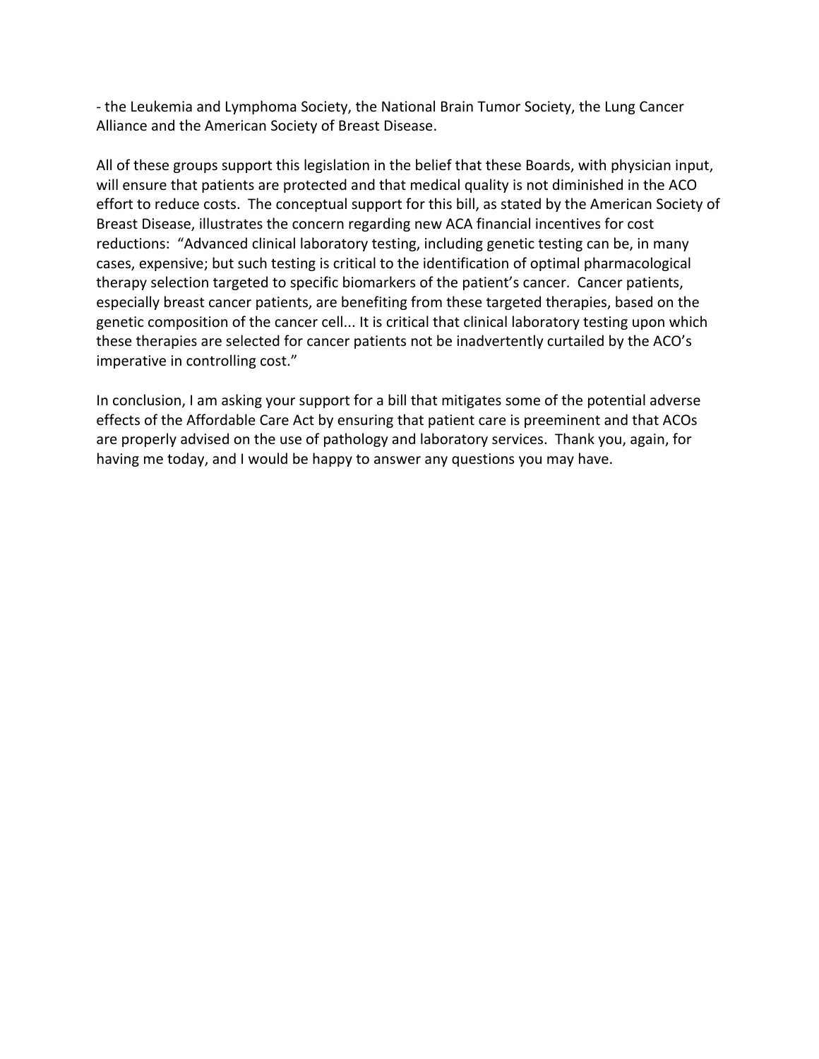- the Leukemia and Lymphoma Society, the National Brain Tumor Society, the Lung Cancer Alliance and the American Society of Breast Disease.

All of these groups support this legislation in the belief that these Boards, with physician input, will ensure that patients are protected and that medical quality is not diminished in the ACO effort to reduce costs. The conceptual support for this bill, as stated by the American Society of Breast Disease, illustrates the concern regarding new ACA financial incentives for cost reductions: "Advanced clinical laboratory testing, including genetic testing can be, in many cases, expensive; but such testing is critical to the identification of optimal pharmacological therapy selection targeted to specific biomarkers of the patient's cancer. Cancer patients, especially breast cancer patients, are benefiting from these targeted therapies, based on the genetic composition of the cancer cell... It is critical that clinical laboratory testing upon which these therapies are selected for cancer patients not be inadvertently curtailed by the ACO's imperative in controlling cost."

In conclusion, I am asking your support for a bill that mitigates some of the potential adverse effects of the Affordable Care Act by ensuring that patient care is preeminent and that ACOs are properly advised on the use of pathology and laboratory services. Thank you, again, for having me today, and I would be happy to answer any questions you may have.